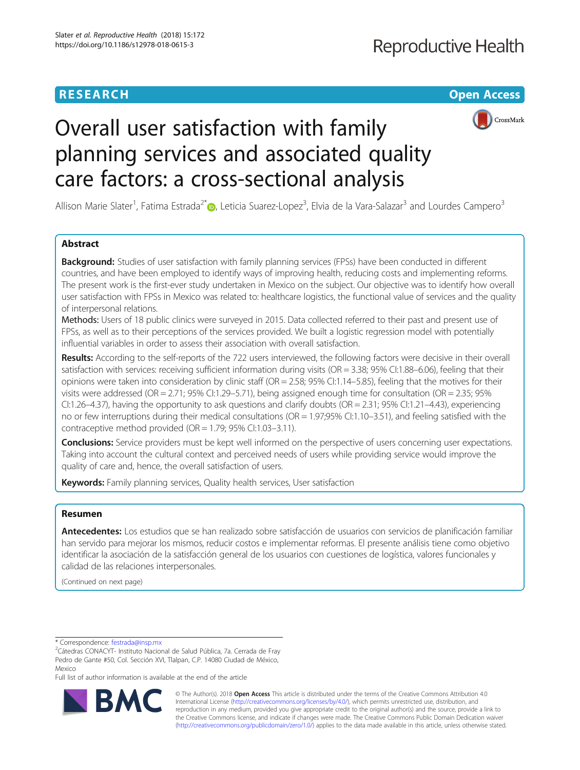**RESEARCH** **Open Access**

# Overall user satisfaction with family planning services and associated quality care factors: a cross-sectional analysis

Allison Marie Slater[1], Fatima Estrada[2*], Leticia Suarez-Lopez[3], Elvia de la Vara-Salazar[3] and Lourdes Campero[3]

## Abstract

**Background:** Studies of user satisfaction with family planning services (FPSs) have been conducted in different countries, and have been employed to identify ways of improving health, reducing costs and implementing reforms. The present work is the first-ever study undertaken in Mexico on the subject. Our objective was to identify how overall user satisfaction with FPSs in Mexico was related to: healthcare logistics, the functional value of services and the quality of interpersonal relations.

**Methods:** Users of 18 public clinics were surveyed in 2015. Data collected referred to their past and present use of FPSs, as well as to their perceptions of the services provided. We built a logistic regression model with potentially influential variables in order to assess their association with overall satisfaction.

**Results:** According to the self-reports of the 722 users interviewed, the following factors were decisive in their overall satisfaction with services: receiving sufficient information during visits (OR = 3.38; 95% CI:1.88–6.06), feeling that their opinions were taken into consideration by clinic staff (OR = 2.58; 95% CI:1.14–5.85), feeling that the motives for their visits were addressed (OR = 2.71; 95% CI:1.29–5.71), being assigned enough time for consultation (OR = 2.35; 95% CI:1.26–4.37), having the opportunity to ask questions and clarify doubts (OR = 2.31; 95% CI:1.21–4.43), experiencing no or few interruptions during their medical consultations (OR = 1.97;95% CI:1.10–3.51), and feeling satisfied with the contraceptive method provided (OR = 1.79; 95% CI:1.03–3.11).

**Conclusions:** Service providers must be kept well informed on the perspective of users concerning user expectations. Taking into account the cultural context and perceived needs of users while providing service would improve the quality of care and, hence, the overall satisfaction of users.

**Keywords:** Family planning services, Quality health services, User satisfaction

## Resumen

**Antecedentes:** Los estudios que se han realizado sobre satisfacción de usuarios con servicios de planificación familiar han servido para mejorar los mismos, reducir costos e implementar reformas. El presente análisis tiene como objetivo identificar la asociación de la satisfacción general de los usuarios con cuestiones de logística, valores funcionales y calidad de las relaciones interpersonales.

(Continued on next page)

---

* Correspondence: festrada@insp.mx

[2]Cátedras CONACYT- Instituto Nacional de Salud Pública, 7a. Cerrada de Fray Pedro de Gante #50, Col. Sección XVI, Tlalpan, C.P. 14080 Ciudad de México, Mexico

Full list of author information is available at the end of the article

© The Author(s). 2018 **Open Access** This article is distributed under the terms of the Creative Commons Attribution 4.0 International License (http://creativecommons.org/licenses/by/4.0/), which permits unrestricted use, distribution, and reproduction in any medium, provided you give appropriate credit to the original author(s) and the source, provide a link to the Creative Commons license, and indicate if changes were made. The Creative Commons Public Domain Dedication waiver (http://creativecommons.org/publicdomain/zero/1.0/) applies to the data made available in this article, unless otherwise stated.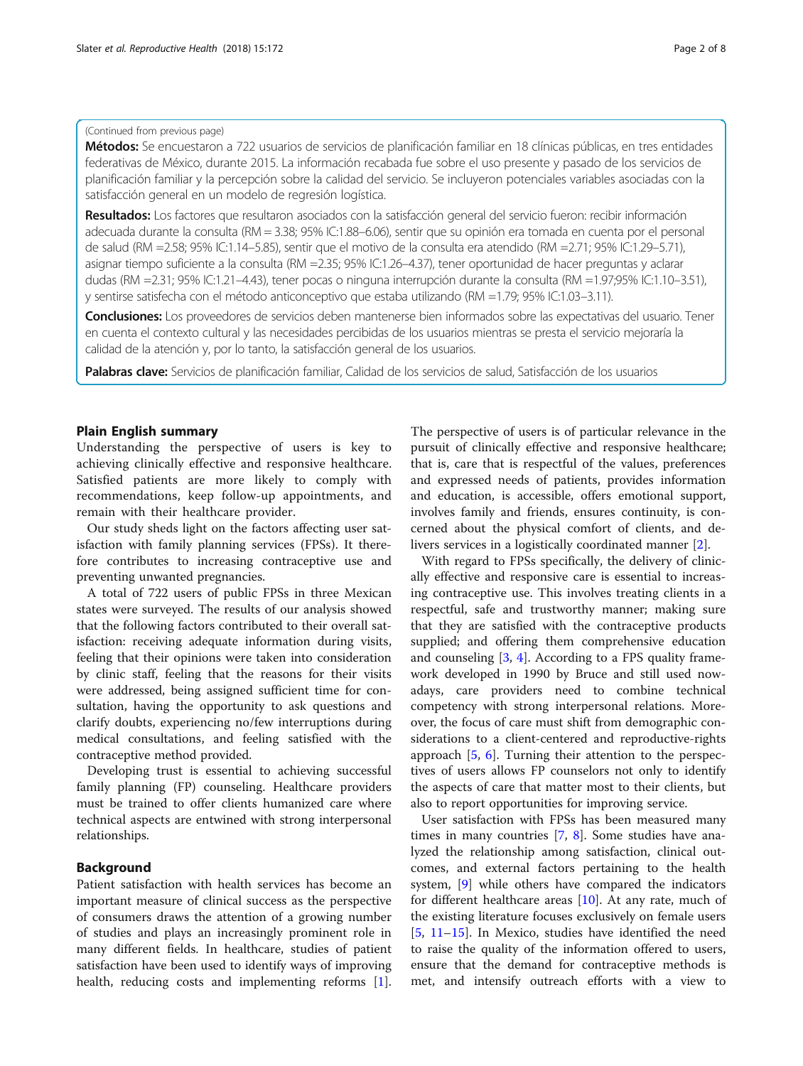(Continued from previous page)

**Métodos:** Se encuestaron a 722 usuarios de servicios de planificación familiar en 18 clínicas públicas, en tres entidades federativas de México, durante 2015. La información recabada fue sobre el uso presente y pasado de los servicios de planificación familiar y la percepción sobre la calidad del servicio. Se incluyeron potenciales variables asociadas con la satisfacción general en un modelo de regresión logística.

**Resultados:** Los factores que resultaron asociados con la satisfacción general del servicio fueron: recibir información adecuada durante la consulta (RM = 3.38; 95% IC:1.88–6.06), sentir que su opinión era tomada en cuenta por el personal de salud (RM =2.58; 95% IC:1.14–5.85), sentir que el motivo de la consulta era atendido (RM =2.71; 95% IC:1.29–5.71), asignar tiempo suficiente a la consulta (RM =2.35; 95% IC:1.26–4.37), tener oportunidad de hacer preguntas y aclarar dudas (RM =2.31; 95% IC:1.21–4.43), tener pocas o ninguna interrupción durante la consulta (RM =1.97;95% IC:1.10–3.51), y sentirse satisfecha con el método anticonceptivo que estaba utilizando (RM =1.79; 95% IC:1.03–3.11).

**Conclusiones:** Los proveedores de servicios deben mantenerse bien informados sobre las expectativas del usuario. Tener en cuenta el contexto cultural y las necesidades percibidas de los usuarios mientras se presta el servicio mejoraría la calidad de la atención y, por lo tanto, la satisfacción general de los usuarios.

**Palabras clave:** Servicios de planificación familiar, Calidad de los servicios de salud, Satisfacción de los usuarios

## Plain English summary

Understanding the perspective of users is key to achieving clinically effective and responsive healthcare. Satisfied patients are more likely to comply with recommendations, keep follow-up appointments, and remain with their healthcare provider.

Our study sheds light on the factors affecting user satisfaction with family planning services (FPSs). It therefore contributes to increasing contraceptive use and preventing unwanted pregnancies.

A total of 722 users of public FPSs in three Mexican states were surveyed. The results of our analysis showed that the following factors contributed to their overall satisfaction: receiving adequate information during visits, feeling that their opinions were taken into consideration by clinic staff, feeling that the reasons for their visits were addressed, being assigned sufficient time for consultation, having the opportunity to ask questions and clarify doubts, experiencing no/few interruptions during medical consultations, and feeling satisfied with the contraceptive method provided.

Developing trust is essential to achieving successful family planning (FP) counseling. Healthcare providers must be trained to offer clients humanized care where technical aspects are entwined with strong interpersonal relationships.

## Background

Patient satisfaction with health services has become an important measure of clinical success as the perspective of consumers draws the attention of a growing number of studies and plays an increasingly prominent role in many different fields. In healthcare, studies of patient satisfaction have been used to identify ways of improving health, reducing costs and implementing reforms [1]. The perspective of users is of particular relevance in the pursuit of clinically effective and responsive healthcare; that is, care that is respectful of the values, preferences and expressed needs of patients, provides information and education, is accessible, offers emotional support, involves family and friends, ensures continuity, is concerned about the physical comfort of clients, and delivers services in a logistically coordinated manner [2].

With regard to FPSs specifically, the delivery of clinically effective and responsive care is essential to increasing contraceptive use. This involves treating clients in a respectful, safe and trustworthy manner; making sure that they are satisfied with the contraceptive products supplied; and offering them comprehensive education and counseling [3, 4]. According to a FPS quality framework developed in 1990 by Bruce and still used nowadays, care providers need to combine technical competency with strong interpersonal relations. Moreover, the focus of care must shift from demographic considerations to a client-centered and reproductive-rights approach [5, 6]. Turning their attention to the perspectives of users allows FP counselors not only to identify the aspects of care that matter most to their clients, but also to report opportunities for improving service.

User satisfaction with FPSs has been measured many times in many countries [7, 8]. Some studies have analyzed the relationship among satisfaction, clinical outcomes, and external factors pertaining to the health system, [9] while others have compared the indicators for different healthcare areas [10]. At any rate, much of the existing literature focuses exclusively on female users [5, 11–15]. In Mexico, studies have identified the need to raise the quality of the information offered to users, ensure that the demand for contraceptive methods is met, and intensify outreach efforts with a view to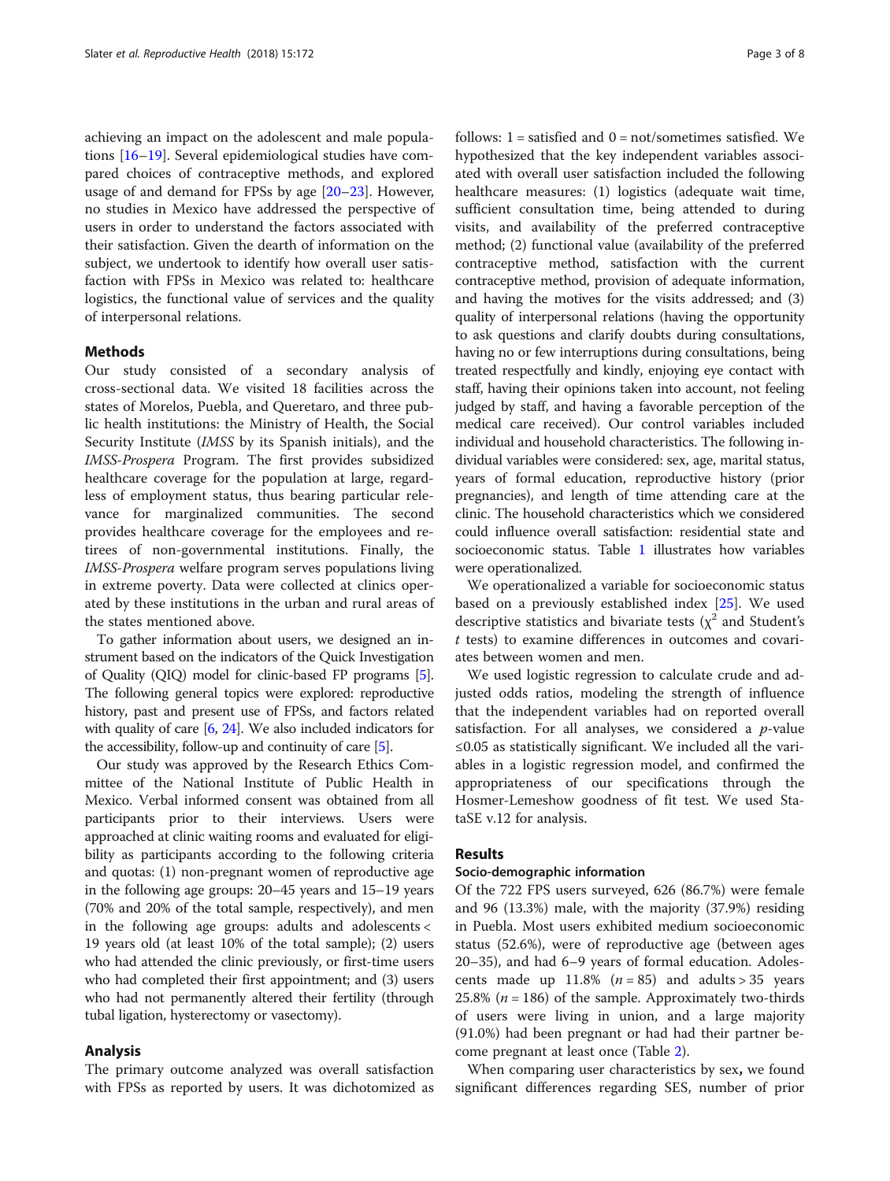achieving an impact on the adolescent and male populations [16–19]. Several epidemiological studies have compared choices of contraceptive methods, and explored usage of and demand for FPSs by age [20–23]. However, no studies in Mexico have addressed the perspective of users in order to understand the factors associated with their satisfaction. Given the dearth of information on the subject, we undertook to identify how overall user satisfaction with FPSs in Mexico was related to: healthcare logistics, the functional value of services and the quality of interpersonal relations.

## Methods

Our study consisted of a secondary analysis of cross-sectional data. We visited 18 facilities across the states of Morelos, Puebla, and Queretaro, and three public health institutions: the Ministry of Health, the Social Security Institute (*IMSS* by its Spanish initials), and the *IMSS-Prospera* Program. The first provides subsidized healthcare coverage for the population at large, regardless of employment status, thus bearing particular relevance for marginalized communities. The second provides healthcare coverage for the employees and retirees of non-governmental institutions. Finally, the *IMSS-Prospera* welfare program serves populations living in extreme poverty. Data were collected at clinics operated by these institutions in the urban and rural areas of the states mentioned above.

To gather information about users, we designed an instrument based on the indicators of the Quick Investigation of Quality (QIQ) model for clinic-based FP programs [5]. The following general topics were explored: reproductive history, past and present use of FPSs, and factors related with quality of care [6, 24]. We also included indicators for the accessibility, follow-up and continuity of care [5].

Our study was approved by the Research Ethics Committee of the National Institute of Public Health in Mexico. Verbal informed consent was obtained from all participants prior to their interviews. Users were approached at clinic waiting rooms and evaluated for eligibility as participants according to the following criteria and quotas: (1) non-pregnant women of reproductive age in the following age groups: 20–45 years and 15–19 years (70% and 20% of the total sample, respectively), and men in the following age groups: adults and adolescents < 19 years old (at least 10% of the total sample); (2) users who had attended the clinic previously, or first-time users who had completed their first appointment; and (3) users who had not permanently altered their fertility (through tubal ligation, hysterectomy or vasectomy).

## Analysis

The primary outcome analyzed was overall satisfaction with FPSs as reported by users. It was dichotomized as follows: 1 = satisfied and 0 = not/sometimes satisfied. We hypothesized that the key independent variables associated with overall user satisfaction included the following healthcare measures: (1) logistics (adequate wait time, sufficient consultation time, being attended to during visits, and availability of the preferred contraceptive method; (2) functional value (availability of the preferred contraceptive method, satisfaction with the current contraceptive method, provision of adequate information, and having the motives for the visits addressed; and (3) quality of interpersonal relations (having the opportunity to ask questions and clarify doubts during consultations, having no or few interruptions during consultations, being treated respectfully and kindly, enjoying eye contact with staff, having their opinions taken into account, not feeling judged by staff, and having a favorable perception of the medical care received). Our control variables included individual and household characteristics. The following individual variables were considered: sex, age, marital status, years of formal education, reproductive history (prior pregnancies), and length of time attending care at the clinic. The household characteristics which we considered could influence overall satisfaction: residential state and socioeconomic status. Table 1 illustrates how variables were operationalized.

We operationalized a variable for socioeconomic status based on a previously established index [25]. We used descriptive statistics and bivariate tests ($\chi^2$ and Student's $t$ tests) to examine differences in outcomes and covariates between women and men.

We used logistic regression to calculate crude and adjusted odds ratios, modeling the strength of influence that the independent variables had on reported overall satisfaction. For all analyses, we considered a $p$-value $\leq 0.05$ as statistically significant. We included all the variables in a logistic regression model, and confirmed the appropriateness of our specifications through the Hosmer-Lemeshow goodness of fit test. We used StataSE v.12 for analysis.

## Results

### Socio-demographic information

Of the 722 FPS users surveyed, 626 (86.7%) were female and 96 (13.3%) male, with the majority (37.9%) residing in Puebla. Most users exhibited medium socioeconomic status (52.6%), were of reproductive age (between ages 20–35), and had 6–9 years of formal education. Adolescents made up 11.8% ($n = 85$) and adults > 35 years 25.8% ($n = 186$) of the sample. Approximately two-thirds of users were living in union, and a large majority (91.0%) had been pregnant or had had their partner become pregnant at least once (Table 2).

When comparing user characteristics by sex**,** we found significant differences regarding SES, number of prior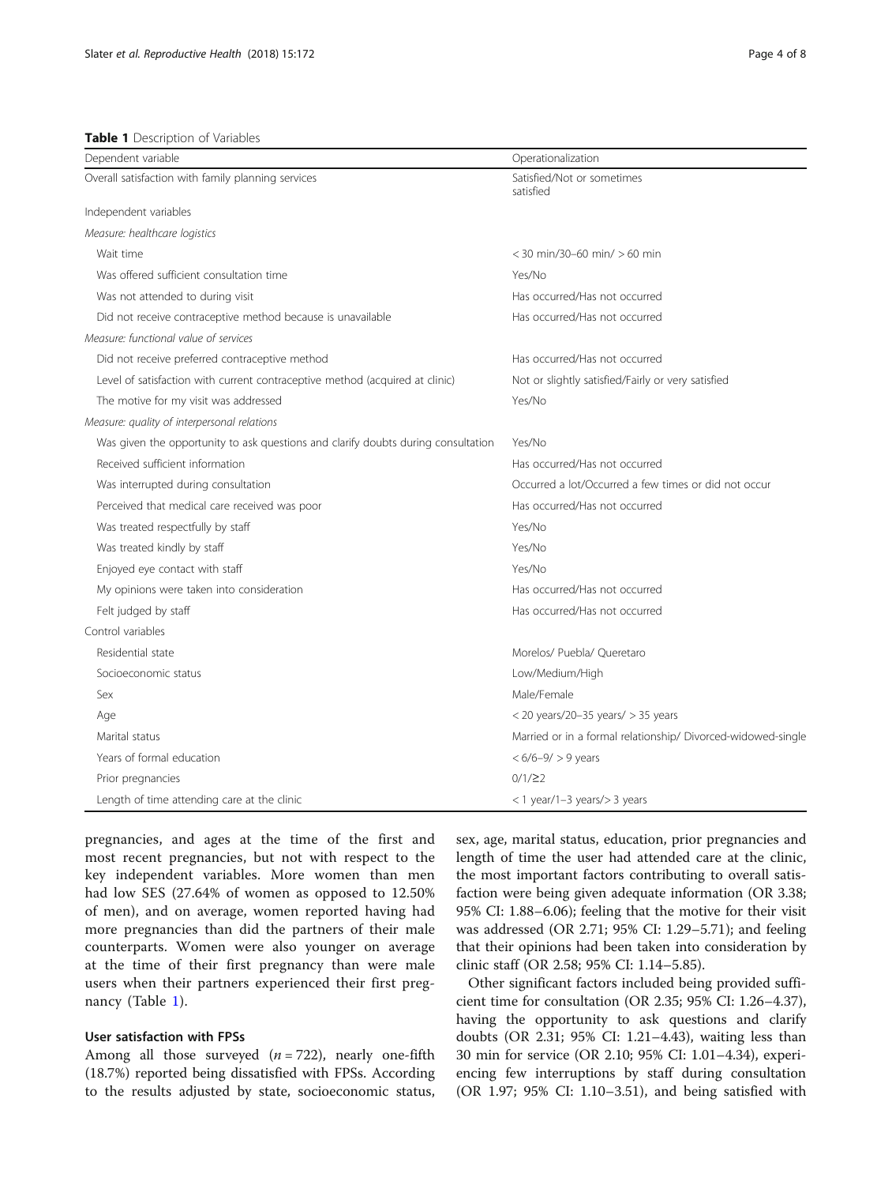**Table 1** Description of Variables

| Dependent variable | Operationalization |
| --- | --- |
| Overall satisfaction with family planning services | Satisfied/Not or sometimes satisfied |
| Independent variables | |
| *Measure: healthcare logistics* | |
| Wait time | < 30 min/30–60 min/ > 60 min |
| Was offered sufficient consultation time | Yes/No |
| Was not attended to during visit | Has occurred/Has not occurred |
| Did not receive contraceptive method because is unavailable | Has occurred/Has not occurred |
| *Measure: functional value of services* | |
| Did not receive preferred contraceptive method | Has occurred/Has not occurred |
| Level of satisfaction with current contraceptive method (acquired at clinic) | Not or slightly satisfied/Fairly or very satisfied |
| The motive for my visit was addressed | Yes/No |
| *Measure: quality of interpersonal relations* | |
| Was given the opportunity to ask questions and clarify doubts during consultation | Yes/No |
| Received sufficient information | Has occurred/Has not occurred |
| Was interrupted during consultation | Occurred a lot/Occurred a few times or did not occur |
| Perceived that medical care received was poor | Has occurred/Has not occurred |
| Was treated respectfully by staff | Yes/No |
| Was treated kindly by staff | Yes/No |
| Enjoyed eye contact with staff | Yes/No |
| My opinions were taken into consideration | Has occurred/Has not occurred |
| Felt judged by staff | Has occurred/Has not occurred |
| Control variables | |
| Residential state | Morelos/ Puebla/ Queretaro |
| Socioeconomic status | Low/Medium/High |
| Sex | Male/Female |
| Age | < 20 years/20–35 years/ > 35 years |
| Marital status | Married or in a formal relationship/ Divorced-widowed-single |
| Years of formal education | < 6/6–9/ > 9 years |
| Prior pregnancies | 0/1/≥2 |
| Length of time attending care at the clinic | < 1 year/1–3 years/> 3 years |

pregnancies, and ages at the time of the first and most recent pregnancies, but not with respect to the key independent variables. More women than men had low SES (27.64% of women as opposed to 12.50% of men), and on average, women reported having had more pregnancies than did the partners of their male counterparts. Women were also younger on average at the time of their first pregnancy than were male users when their partners experienced their first pregnancy (Table 1).

### User satisfaction with FPSs

Among all those surveyed ($n = 722$), nearly one-fifth (18.7%) reported being dissatisfied with FPSs. According to the results adjusted by state, socioeconomic status, sex, age, marital status, education, prior pregnancies and length of time the user had attended care at the clinic, the most important factors contributing to overall satisfaction were being given adequate information (OR 3.38; 95% CI: 1.88–6.06); feeling that the motive for their visit was addressed (OR 2.71; 95% CI: 1.29–5.71); and feeling that their opinions had been taken into consideration by clinic staff (OR 2.58; 95% CI: 1.14–5.85).

Other significant factors included being provided sufficient time for consultation (OR 2.35; 95% CI: 1.26–4.37), having the opportunity to ask questions and clarify doubts (OR 2.31; 95% CI: 1.21–4.43), waiting less than 30 min for service (OR 2.10; 95% CI: 1.01–4.34), experiencing few interruptions by staff during consultation (OR 1.97; 95% CI: 1.10–3.51), and being satisfied with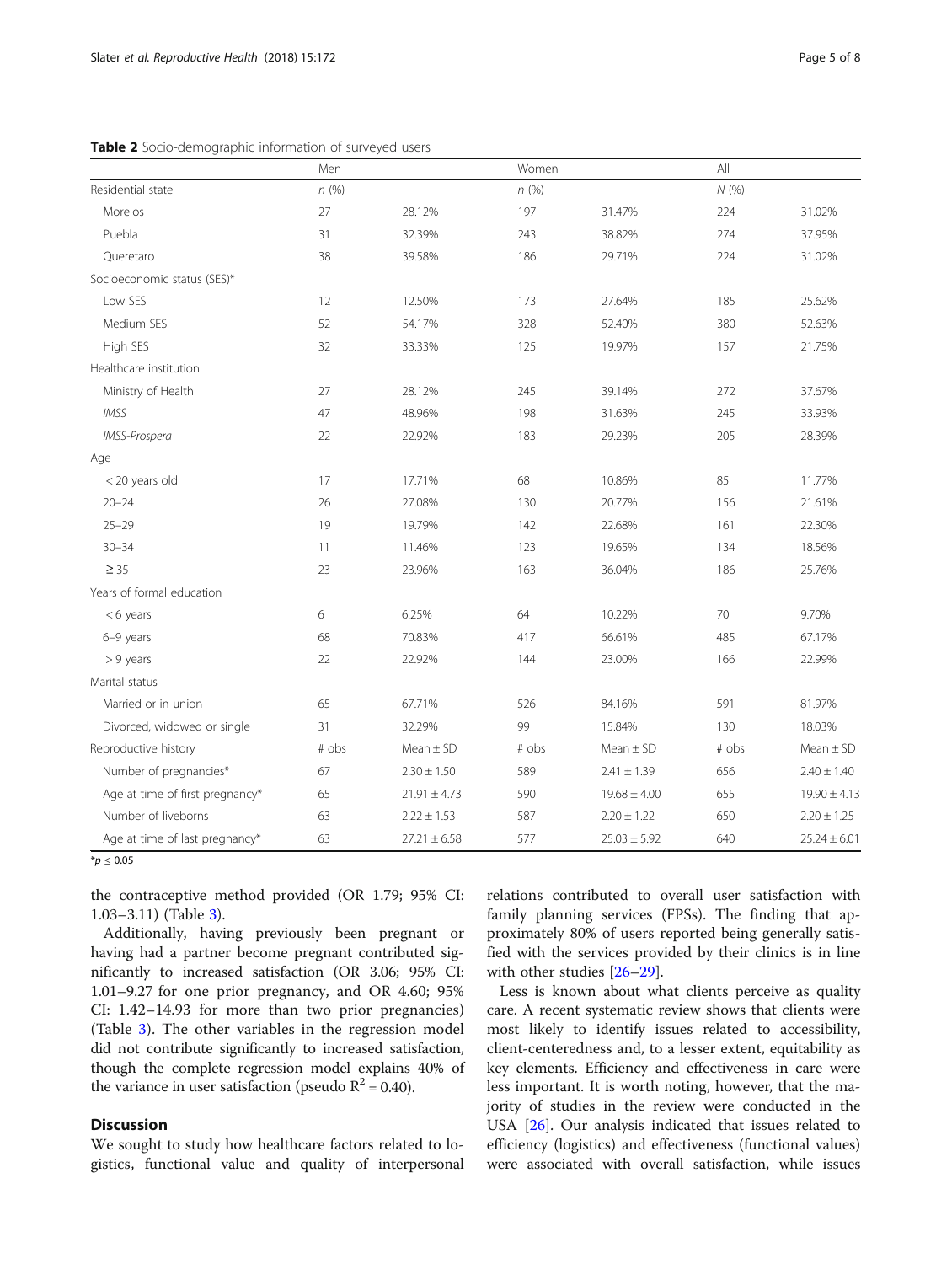**Table 2** Socio-demographic information of surveyed users

| | Men | | Women | | All | |
|---|---|---|---|---|---|---|
| Residential state | *n* (%) | | *n* (%) | | *N* (%) | |
| Morelos | 27 | 28.12% | 197 | 31.47% | 224 | 31.02% |
| Puebla | 31 | 32.39% | 243 | 38.82% | 274 | 37.95% |
| Queretaro | 38 | 39.58% | 186 | 29.71% | 224 | 31.02% |
| Socioeconomic status (SES)* | | | | | | |
| Low SES | 12 | 12.50% | 173 | 27.64% | 185 | 25.62% |
| Medium SES | 52 | 54.17% | 328 | 52.40% | 380 | 52.63% |
| High SES | 32 | 33.33% | 125 | 19.97% | 157 | 21.75% |
| Healthcare institution | | | | | | |
| Ministry of Health | 27 | 28.12% | 245 | 39.14% | 272 | 37.67% |
| *IMSS* | 47 | 48.96% | 198 | 31.63% | 245 | 33.93% |
| *IMSS-Prospera* | 22 | 22.92% | 183 | 29.23% | 205 | 28.39% |
| Age | | | | | | |
| < 20 years old | 17 | 17.71% | 68 | 10.86% | 85 | 11.77% |
| 20–24 | 26 | 27.08% | 130 | 20.77% | 156 | 21.61% |
| 25–29 | 19 | 19.79% | 142 | 22.68% | 161 | 22.30% |
| 30–34 | 11 | 11.46% | 123 | 19.65% | 134 | 18.56% |
| ≥ 35 | 23 | 23.96% | 163 | 36.04% | 186 | 25.76% |
| Years of formal education | | | | | | |
| < 6 years | 6 | 6.25% | 64 | 10.22% | 70 | 9.70% |
| 6–9 years | 68 | 70.83% | 417 | 66.61% | 485 | 67.17% |
| > 9 years | 22 | 22.92% | 144 | 23.00% | 166 | 22.99% |
| Marital status | | | | | | |
| Married or in union | 65 | 67.71% | 526 | 84.16% | 591 | 81.97% |
| Divorced, widowed or single | 31 | 32.29% | 99 | 15.84% | 130 | 18.03% |
| Reproductive history | # obs | Mean ± SD | # obs | Mean ± SD | # obs | Mean ± SD |
| Number of pregnancies* | 67 | 2.30 ± 1.50 | 589 | 2.41 ± 1.39 | 656 | 2.40 ± 1.40 |
| Age at time of first pregnancy* | 65 | 21.91 ± 4.73 | 590 | 19.68 ± 4.00 | 655 | 19.90 ± 4.13 |
| Number of liveborns | 63 | 2.22 ± 1.53 | 587 | 2.20 ± 1.22 | 650 | 2.20 ± 1.25 |
| Age at time of last pregnancy* | 63 | 27.21 ± 6.58 | 577 | 25.03 ± 5.92 | 640 | 25.24 ± 6.01 |

*$p \leq 0.05$

the contraceptive method provided (OR 1.79; 95% CI: 1.03–3.11) (Table 3).

Additionally, having previously been pregnant or having had a partner become pregnant contributed significantly to increased satisfaction (OR 3.06; 95% CI: 1.01–9.27 for one prior pregnancy, and OR 4.60; 95% CI: 1.42–14.93 for more than two prior pregnancies) (Table 3). The other variables in the regression model did not contribute significantly to increased satisfaction, though the complete regression model explains 40% of the variance in user satisfaction (pseudo $R^2 = 0.40$).

## Discussion

We sought to study how healthcare factors related to logistics, functional value and quality of interpersonal relations contributed to overall user satisfaction with family planning services (FPSs). The finding that approximately 80% of users reported being generally satisfied with the services provided by their clinics is in line with other studies [26–29].

Less is known about what clients perceive as quality care. A recent systematic review shows that clients were most likely to identify issues related to accessibility, client-centeredness and, to a lesser extent, equitability as key elements. Efficiency and effectiveness in care were less important. It is worth noting, however, that the majority of studies in the review were conducted in the USA [26]. Our analysis indicated that issues related to efficiency (logistics) and effectiveness (functional values) were associated with overall satisfaction, while issues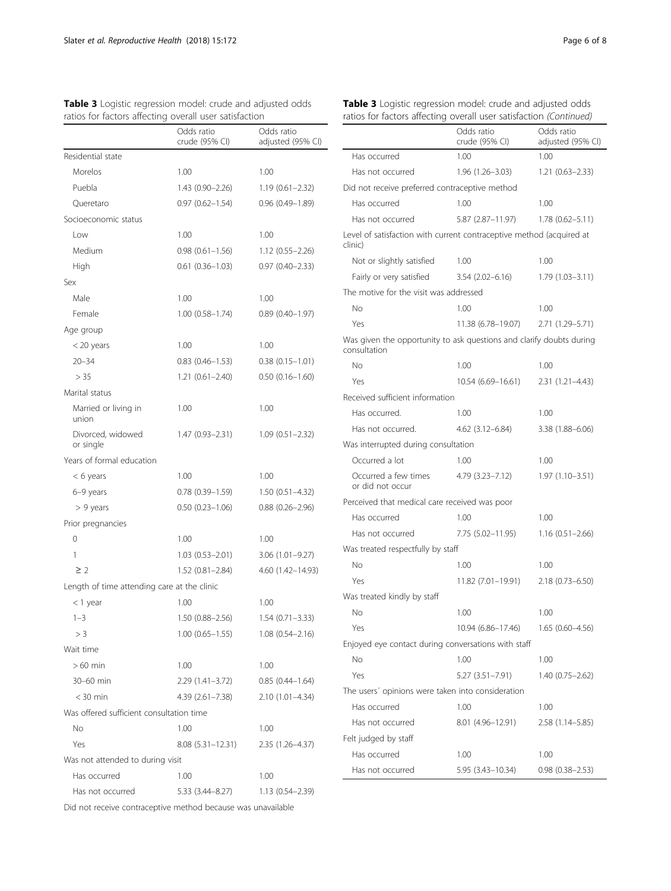**Table 3** Logistic regression model: crude and adjusted odds ratios for factors affecting overall user satisfaction

| | Odds ratio crude (95% CI) | Odds ratio adjusted (95% CI) |
|---|---|---|
| Residential state | | |
| Morelos | 1.00 | 1.00 |
| Puebla | 1.43 (0.90–2.26) | 1.19 (0.61–2.32) |
| Queretaro | 0.97 (0.62–1.54) | 0.96 (0.49–1.89) |
| Socioeconomic status | | |
| Low | 1.00 | 1.00 |
| Medium | 0.98 (0.61–1.56) | 1.12 (0.55–2.26) |
| High | 0.61 (0.36–1.03) | 0.97 (0.40–2.33) |
| Sex | | |
| Male | 1.00 | 1.00 |
| Female | 1.00 (0.58–1.74) | 0.89 (0.40–1.97) |
| Age group | | |
| < 20 years | 1.00 | 1.00 |
| 20–34 | 0.83 (0.46–1.53) | 0.38 (0.15–1.01) |
| > 35 | 1.21 (0.61–2.40) | 0.50 (0.16–1.60) |
| Marital status | | |
| Married or living in union | 1.00 | 1.00 |
| Divorced, widowed or single | 1.47 (0.93–2.31) | 1.09 (0.51–2.32) |
| Years of formal education | | |
| < 6 years | 1.00 | 1.00 |
| 6–9 years | 0.78 (0.39–1.59) | 1.50 (0.51–4.32) |
| > 9 years | 0.50 (0.23–1.06) | 0.88 (0.26–2.96) |
| Prior pregnancies | | |
| 0 | 1.00 | 1.00 |
| 1 | 1.03 (0.53–2.01) | 3.06 (1.01–9.27) |
| ≥ 2 | 1.52 (0.81–2.84) | 4.60 (1.42–14.93) |
| Length of time attending care at the clinic | | |
| < 1 year | 1.00 | 1.00 |
| 1–3 | 1.50 (0.88–2.56) | 1.54 (0.71–3.33) |
| > 3 | 1.00 (0.65–1.55) | 1.08 (0.54–2.16) |
| Wait time | | |
| > 60 min | 1.00 | 1.00 |
| 30–60 min | 2.29 (1.41–3.72) | 0.85 (0.44–1.64) |
| < 30 min | 4.39 (2.61–7.38) | 2.10 (1.01–4.34) |
| Was offered sufficient consultation time | | |
| No | 1.00 | 1.00 |
| Yes | 8.08 (5.31–12.31) | 2.35 (1.26–4.37) |
| Was not attended to during visit | | |
| Has occurred | 1.00 | 1.00 |
| Has not occurred | 5.33 (3.44–8.27) | 1.13 (0.54–2.39) |
| Did not receive contraceptive method because was unavailable | | |
| Has occurred | 1.00 | 1.00 |
| Has not occurred | 1.96 (1.26–3.03) | 1.21 (0.63–2.33) |
| Did not receive preferred contraceptive method | | |
| Has occurred | 1.00 | 1.00 |
| Has not occurred | 5.87 (2.87–11.97) | 1.78 (0.62–5.11) |
| Level of satisfaction with current contraceptive method (acquired at clinic) | | |
| Not or slightly satisfied | 1.00 | 1.00 |
| Fairly or very satisfied | 3.54 (2.02–6.16) | 1.79 (1.03–3.11) |
| The motive for the visit was addressed | | |
| No | 1.00 | 1.00 |
| Yes | 11.38 (6.78–19.07) | 2.71 (1.29–5.71) |
| Was given the opportunity to ask questions and clarify doubts during consultation | | |
| No | 1.00 | 1.00 |
| Yes | 10.54 (6.69–16.61) | 2.31 (1.21–4.43) |
| Received sufficient information | | |
| Has occurred. | 1.00 | 1.00 |
| Has not occurred. | 4.62 (3.12–6.84) | 3.38 (1.88–6.06) |
| Was interrupted during consultation | | |
| Occurred a lot | 1.00 | 1.00 |
| Occurred a few times or did not occur | 4.79 (3.23–7.12) | 1.97 (1.10–3.51) |
| Perceived that medical care received was poor | | |
| Has occurred | 1.00 | 1.00 |
| Has not occurred | 7.75 (5.02–11.95) | 1.16 (0.51–2.66) |
| Was treated respectfully by staff | | |
| No | 1.00 | 1.00 |
| Yes | 11.82 (7.01–19.91) | 2.18 (0.73–6.50) |
| Was treated kindly by staff | | |
| No | 1.00 | 1.00 |
| Yes | 10.94 (6.86–17.46) | 1.65 (0.60–4.56) |
| Enjoyed eye contact during conversations with staff | | |
| No | 1.00 | 1.00 |
| Yes | 5.27 (3.51–7.91) | 1.40 (0.75–2.62) |
| The users´ opinions were taken into consideration | | |
| Has occurred | 1.00 | 1.00 |
| Has not occurred | 8.01 (4.96–12.91) | 2.58 (1.14–5.85) |
| Felt judged by staff | | |
| Has occurred | 1.00 | 1.00 |
| Has not occurred | 5.95 (3.43–10.34) | 0.98 (0.38–2.53) |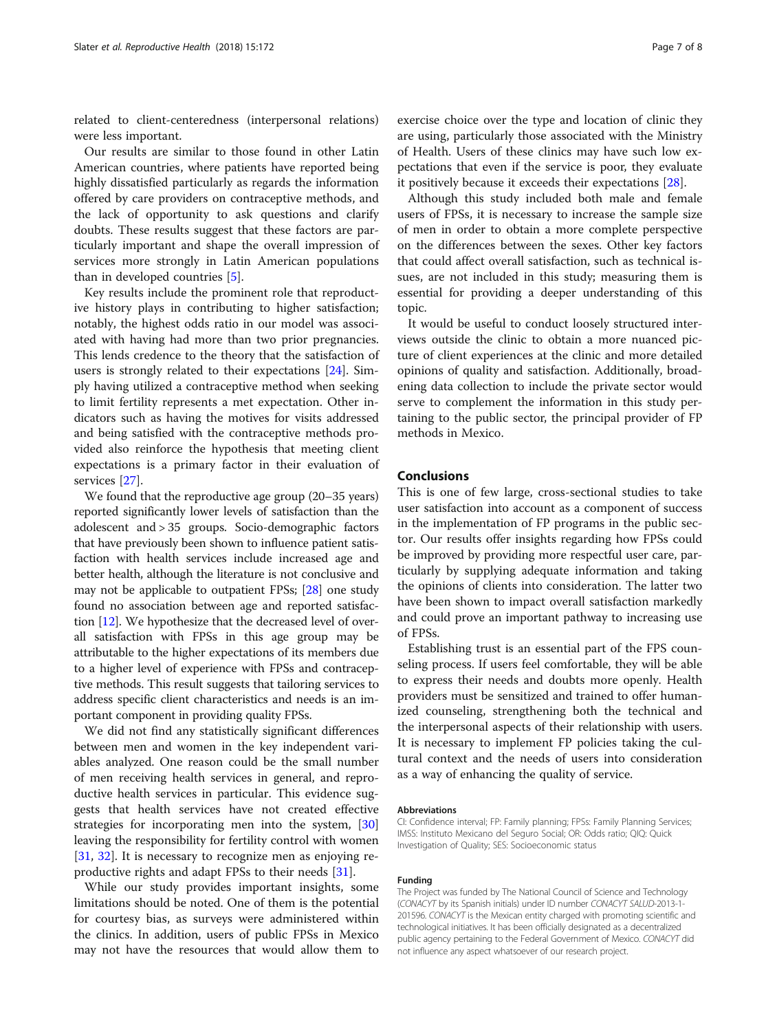related to client-centeredness (interpersonal relations) were less important.

Our results are similar to those found in other Latin American countries, where patients have reported being highly dissatisfied particularly as regards the information offered by care providers on contraceptive methods, and the lack of opportunity to ask questions and clarify doubts. These results suggest that these factors are particularly important and shape the overall impression of services more strongly in Latin American populations than in developed countries [5].

Key results include the prominent role that reproductive history plays in contributing to higher satisfaction; notably, the highest odds ratio in our model was associated with having had more than two prior pregnancies. This lends credence to the theory that the satisfaction of users is strongly related to their expectations [24]. Simply having utilized a contraceptive method when seeking to limit fertility represents a met expectation. Other indicators such as having the motives for visits addressed and being satisfied with the contraceptive methods provided also reinforce the hypothesis that meeting client expectations is a primary factor in their evaluation of services [27].

We found that the reproductive age group (20–35 years) reported significantly lower levels of satisfaction than the adolescent and > 35 groups. Socio-demographic factors that have previously been shown to influence patient satisfaction with health services include increased age and better health, although the literature is not conclusive and may not be applicable to outpatient FPSs; [28] one study found no association between age and reported satisfaction [12]. We hypothesize that the decreased level of overall satisfaction with FPSs in this age group may be attributable to the higher expectations of its members due to a higher level of experience with FPSs and contraceptive methods. This result suggests that tailoring services to address specific client characteristics and needs is an important component in providing quality FPSs.

We did not find any statistically significant differences between men and women in the key independent variables analyzed. One reason could be the small number of men receiving health services in general, and reproductive health services in particular. This evidence suggests that health services have not created effective strategies for incorporating men into the system, [30] leaving the responsibility for fertility control with women [31, 32]. It is necessary to recognize men as enjoying reproductive rights and adapt FPSs to their needs [31].

While our study provides important insights, some limitations should be noted. One of them is the potential for courtesy bias, as surveys were administered within the clinics. In addition, users of public FPSs in Mexico may not have the resources that would allow them to exercise choice over the type and location of clinic they are using, particularly those associated with the Ministry of Health. Users of these clinics may have such low expectations that even if the service is poor, they evaluate it positively because it exceeds their expectations [28].

Although this study included both male and female users of FPSs, it is necessary to increase the sample size of men in order to obtain a more complete perspective on the differences between the sexes. Other key factors that could affect overall satisfaction, such as technical issues, are not included in this study; measuring them is essential for providing a deeper understanding of this topic.

It would be useful to conduct loosely structured interviews outside the clinic to obtain a more nuanced picture of client experiences at the clinic and more detailed opinions of quality and satisfaction. Additionally, broadening data collection to include the private sector would serve to complement the information in this study pertaining to the public sector, the principal provider of FP methods in Mexico.

## Conclusions

This is one of few large, cross-sectional studies to take user satisfaction into account as a component of success in the implementation of FP programs in the public sector. Our results offer insights regarding how FPSs could be improved by providing more respectful user care, particularly by supplying adequate information and taking the opinions of clients into consideration. The latter two have been shown to impact overall satisfaction markedly and could prove an important pathway to increasing use of FPSs.

Establishing trust is an essential part of the FPS counseling process. If users feel comfortable, they will be able to express their needs and doubts more openly. Health providers must be sensitized and trained to offer humanized counseling, strengthening both the technical and the interpersonal aspects of their relationship with users. It is necessary to implement FP policies taking the cultural context and the needs of users into consideration as a way of enhancing the quality of service.

#### Abbreviations

CI: Confidence interval; FP: Family planning; FPSs: Family Planning Services; IMSS: Instituto Mexicano del Seguro Social; OR: Odds ratio; QIQ: Quick Investigation of Quality; SES: Socioeconomic status

#### Funding

The Project was funded by The National Council of Science and Technology (*CONACYT* by its Spanish initials) under ID number *CONACYT SALUD*-2013-1-201596. *CONACYT* is the Mexican entity charged with promoting scientific and technological initiatives. It has been officially designated as a decentralized public agency pertaining to the Federal Government of Mexico. *CONACYT* did not influence any aspect whatsoever of our research project.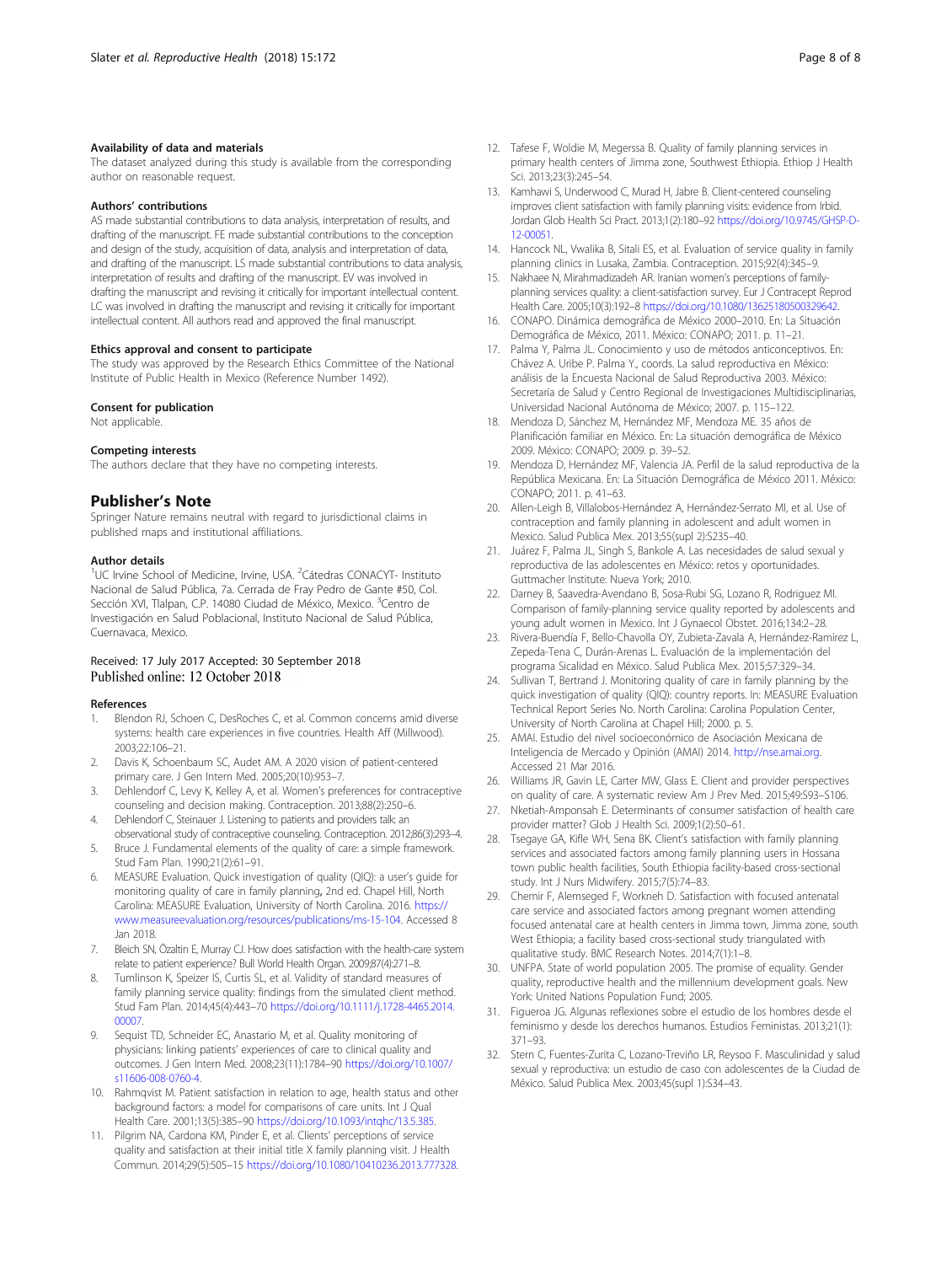#### Availability of data and materials

The dataset analyzed during this study is available from the corresponding author on reasonable request.

#### Authors' contributions

AS made substantial contributions to data analysis, interpretation of results, and drafting of the manuscript. FE made substantial contributions to the conception and design of the study, acquisition of data, analysis and interpretation of data, and drafting of the manuscript. LS made substantial contributions to data analysis, interpretation of results and drafting of the manuscript. EV was involved in drafting the manuscript and revising it critically for important intellectual content. LC was involved in drafting the manuscript and revising it critically for important intellectual content. All authors read and approved the final manuscript.

#### Ethics approval and consent to participate

The study was approved by the Research Ethics Committee of the National Institute of Public Health in Mexico (Reference Number 1492).

#### Consent for publication

Not applicable.

#### Competing interests

The authors declare that they have no competing interests.

## Publisher's Note

Springer Nature remains neutral with regard to jurisdictional claims in published maps and institutional affiliations.

#### Author details

[1]UC Irvine School of Medicine, Irvine, USA. [2]Cátedras CONACYT- Instituto Nacional de Salud Pública, 7a. Cerrada de Fray Pedro de Gante #50, Col. Sección XVI, Tlalpan, C.P. 14080 Ciudad de México, Mexico. [3]Centro de Investigación en Salud Poblacional, Instituto Nacional de Salud Pública, Cuernavaca, Mexico.

Received: 17 July 2017 Accepted: 30 September 2018
Published online: 12 October 2018

#### References

1. Blendon RJ, Schoen C, DesRoches C, et al. Common concerns amid diverse systems: health care experiences in five countries. Health Aff (Millwood). 2003;22:106–21.
2. Davis K, Schoenbaum SC, Audet AM. A 2020 vision of patient-centered primary care. J Gen Intern Med. 2005;20(10):953–7.
3. Dehlendorf C, Levy K, Kelley A, et al. Women's preferences for contraceptive counseling and decision making. Contraception. 2013;88(2):250–6.
4. Dehlendorf C, Steinauer J. Listening to patients and providers talk: an observational study of contraceptive counseling. Contraception. 2012;86(3):293–4.
5. Bruce J. Fundamental elements of the quality of care: a simple framework. Stud Fam Plan. 1990;21(2):61–91.
6. MEASURE Evaluation. Quick investigation of quality (QIQ): a user's guide for monitoring quality of care in family planning, 2nd ed. Chapel Hill, North Carolina: MEASURE Evaluation, University of North Carolina. 2016. https://www.measureevaluation.org/resources/publications/ms-15-104. Accessed 8 Jan 2018.
7. Bleich SN, Özaltin E, Murray CJ. How does satisfaction with the health-care system relate to patient experience? Bull World Health Organ. 2009;87(4):271–8.
8. Tumlinson K, Speizer IS, Curtis SL, et al. Validity of standard measures of family planning service quality: findings from the simulated client method. Stud Fam Plan. 2014;45(4):443–70 https://doi.org/10.1111/j.1728-4465.2014.00007.
9. Sequist TD, Schneider EC, Anastario M, et al. Quality monitoring of physicians: linking patients' experiences of care to clinical quality and outcomes. J Gen Intern Med. 2008;23(11):1784–90 https://doi.org/10.1007/s11606-008-0760-4.
10. Rahmqvist M. Patient satisfaction in relation to age, health status and other background factors: a model for comparisons of care units. Int J Qual Health Care. 2001;13(5):385–90 https://doi.org/10.1093/intqhc/13.5.385.
11. Pilgrim NA, Cardona KM, Pinder E, et al. Clients' perceptions of service quality and satisfaction at their initial title X family planning visit. J Health Commun. 2014;29(5):505–15 https://doi.org/10.1080/10410236.2013.777328.
12. Tafese F, Woldie M, Megerssa B. Quality of family planning services in primary health centers of Jimma zone, Southwest Ethiopia. Ethiop J Health Sci. 2013;23(3):245–54.
13. Kamhawi S, Underwood C, Murad H, Jabre B. Client-centered counseling improves client satisfaction with family planning visits: evidence from Irbid. Jordan Glob Health Sci Pract. 2013;1(2):180–92 https://doi.org/10.9745/GHSP-D-12-00051.
14. Hancock NL, Vwalika B, Sitali ES, et al. Evaluation of service quality in family planning clinics in Lusaka, Zambia. Contraception. 2015;92(4):345–9.
15. Nakhaee N, Mirahmadizadeh AR. Iranian women's perceptions of family-planning services quality: a client-satisfaction survey. Eur J Contracept Reprod Health Care. 2005;10(3):192–8 https://doi.org/10.1080/13625180500329642.
16. CONAPO. Dinámica demográfica de México 2000–2010. En: La Situación Demográfica de México, 2011. México: CONAPO; 2011. p. 11–21.
17. Palma Y, Palma JL. Conocimiento y uso de métodos anticonceptivos. En: Chávez A. Uribe P. Palma Y., coords. La salud reproductiva en México: análisis de la Encuesta Nacional de Salud Reproductiva 2003. México: Secretaría de Salud y Centro Regional de Investigaciones Multidisciplinarias, Universidad Nacional Autónoma de México; 2007. p. 115–122.
18. Mendoza D, Sánchez M, Hernández MF, Mendoza ME. 35 años de Planificación familiar en México. En: La situación demográfica de México 2009. México: CONAPO; 2009. p. 39–52.
19. Mendoza D, Hernández MF, Valencia JA. Perfil de la salud reproductiva de la República Mexicana. En: La Situación Demográfica de México 2011. México: CONAPO; 2011. p. 41–63.
20. Allen-Leigh B, Villalobos-Hernández A, Hernández-Serrato MI, et al. Use of contraception and family planning in adolescent and adult women in Mexico. Salud Publica Mex. 2013;55(supl 2):S235–40.
21. Juárez F, Palma JL, Singh S, Bankole A. Las necesidades de salud sexual y reproductiva de las adolescentes en México: retos y oportunidades. Guttmacher Institute: Nueva York; 2010.
22. Darney B, Saavedra-Avendano B, Sosa-Rubi SG, Lozano R, Rodriguez MI. Comparison of family-planning service quality reported by adolescents and young adult women in Mexico. Int J Gynaecol Obstet. 2016;134:2–28.
23. Rivera-Buendía F, Bello-Chavolla OY, Zubieta-Zavala A, Hernández-Ramírez L, Zepeda-Tena C, Durán-Arenas L. Evaluación de la implementación del programa Sicalidad en México. Salud Publica Mex. 2015;57:329–34.
24. Sullivan T, Bertrand J. Monitoring quality of care in family planning by the quick investigation of quality (QIQ): country reports. In: MEASURE Evaluation Technical Report Series No. North Carolina: Carolina Population Center, University of North Carolina at Chapel Hill; 2000. p. 5.
25. AMAI. Estudio del nivel socioeconómico de Asociación Mexicana de Inteligencia de Mercado y Opinión (AMAI) 2014. http://nse.amai.org. Accessed 21 Mar 2016.
26. Williams JR, Gavin LE, Carter MW, Glass E. Client and provider perspectives on quality of care. A systematic review Am J Prev Med. 2015;49:S93–S106.
27. Nketiah-Amponsah E. Determinants of consumer satisfaction of health care provider matter? Glob J Health Sci. 2009;1(2):50–61.
28. Tsegaye GA, Kifle WH, Sena BK. Client's satisfaction with family planning services and associated factors among family planning users in Hossana town public health facilities, South Ethiopia facility-based cross-sectional study. Int J Nurs Midwifery. 2015;7(5):74–83.
29. Chemir F, Alemseged F, Workneh D. Satisfaction with focused antenatal care service and associated factors among pregnant women attending focused antenatal care at health centers in Jimma town, Jimma zone, south West Ethiopia; a facility based cross-sectional study triangulated with qualitative study. BMC Research Notes. 2014;7(1):1–8.
30. UNFPA. State of world population 2005. The promise of equality. Gender quality, reproductive health and the millennium development goals. New York: United Nations Population Fund; 2005.
31. Figueroa JG. Algunas reflexiones sobre el estudio de los hombres desde el feminismo y desde los derechos humanos. Estudios Feministas. 2013;21(1):371–93.
32. Stern C, Fuentes-Zurita C, Lozano-Treviño LR, Reysoo F. Masculinidad y salud sexual y reproductiva: un estudio de caso con adolescentes de la Ciudad de México. Salud Publica Mex. 2003;45(supl 1):S34–43.